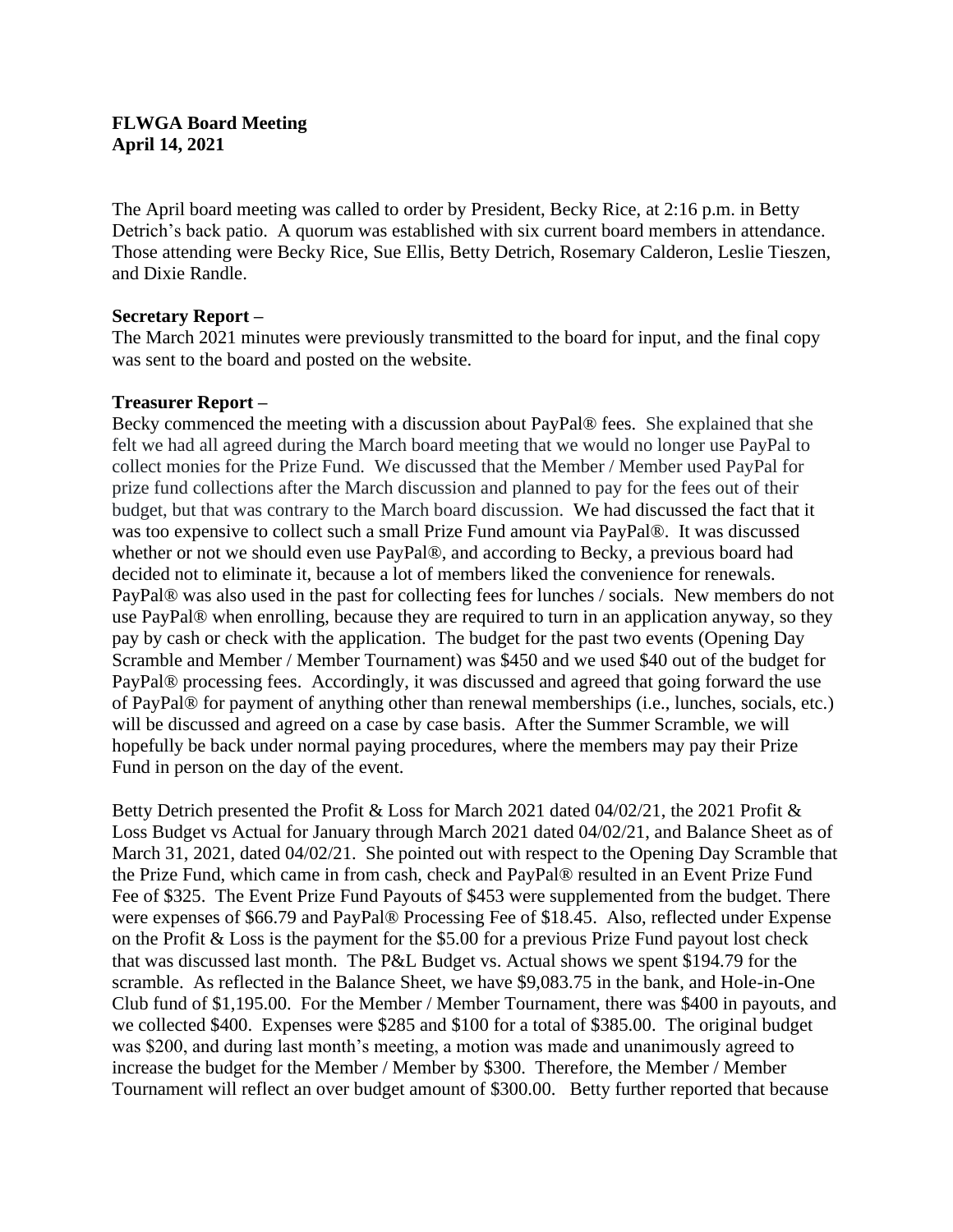**FLWGA Board Meeting**
**April 14, 2021**

The April board meeting was called to order by President, Becky Rice, at 2:16 p.m. in Betty Detrich's back patio. A quorum was established with six current board members in attendance. Those attending were Becky Rice, Sue Ellis, Betty Detrich, Rosemary Calderon, Leslie Tieszen, and Dixie Randle.

**Secretary Report –**
The March 2021 minutes were previously transmitted to the board for input, and the final copy was sent to the board and posted on the website.

**Treasurer Report –**
Becky commenced the meeting with a discussion about PayPal® fees. She explained that she felt we had all agreed during the March board meeting that we would no longer use PayPal to collect monies for the Prize Fund. We discussed that the Member / Member used PayPal for prize fund collections after the March discussion and planned to pay for the fees out of their budget, but that was contrary to the March board discussion. We had discussed the fact that it was too expensive to collect such a small Prize Fund amount via PayPal®. It was discussed whether or not we should even use PayPal®, and according to Becky, a previous board had decided not to eliminate it, because a lot of members liked the convenience for renewals. PayPal® was also used in the past for collecting fees for lunches / socials. New members do not use PayPal® when enrolling, because they are required to turn in an application anyway, so they pay by cash or check with the application. The budget for the past two events (Opening Day Scramble and Member / Member Tournament) was $450 and we used $40 out of the budget for PayPal® processing fees. Accordingly, it was discussed and agreed that going forward the use of PayPal® for payment of anything other than renewal memberships (i.e., lunches, socials, etc.) will be discussed and agreed on a case by case basis. After the Summer Scramble, we will hopefully be back under normal paying procedures, where the members may pay their Prize Fund in person on the day of the event.

Betty Detrich presented the Profit & Loss for March 2021 dated 04/02/21, the 2021 Profit & Loss Budget vs Actual for January through March 2021 dated 04/02/21, and Balance Sheet as of March 31, 2021, dated 04/02/21. She pointed out with respect to the Opening Day Scramble that the Prize Fund, which came in from cash, check and PayPal® resulted in an Event Prize Fund Fee of $325. The Event Prize Fund Payouts of $453 were supplemented from the budget. There were expenses of $66.79 and PayPal® Processing Fee of $18.45. Also, reflected under Expense on the Profit & Loss is the payment for the $5.00 for a previous Prize Fund payout lost check that was discussed last month. The P&L Budget vs. Actual shows we spent $194.79 for the scramble. As reflected in the Balance Sheet, we have $9,083.75 in the bank, and Hole-in-One Club fund of $1,195.00. For the Member / Member Tournament, there was $400 in payouts, and we collected $400. Expenses were $285 and $100 for a total of $385.00. The original budget was $200, and during last month's meeting, a motion was made and unanimously agreed to increase the budget for the Member / Member by $300. Therefore, the Member / Member Tournament will reflect an over budget amount of $300.00. Betty further reported that because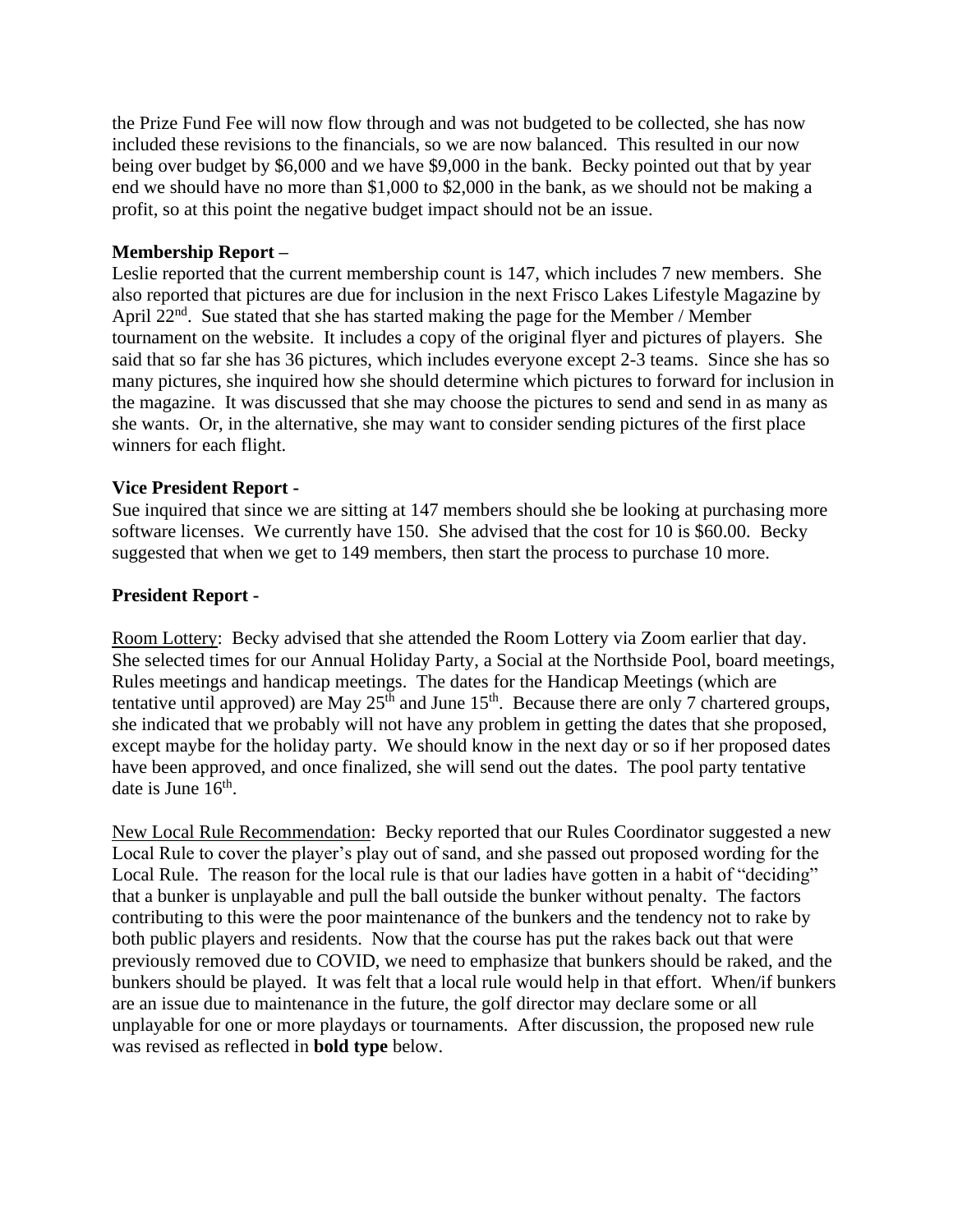the Prize Fund Fee will now flow through and was not budgeted to be collected, she has now included these revisions to the financials, so we are now balanced. This resulted in our now being over budget by $6,000 and we have $9,000 in the bank. Becky pointed out that by year end we should have no more than $1,000 to $2,000 in the bank, as we should not be making a profit, so at this point the negative budget impact should not be an issue.

**Membership Report –**

Leslie reported that the current membership count is 147, which includes 7 new members. She also reported that pictures are due for inclusion in the next Frisco Lakes Lifestyle Magazine by April 22nd. Sue stated that she has started making the page for the Member / Member tournament on the website. It includes a copy of the original flyer and pictures of players. She said that so far she has 36 pictures, which includes everyone except 2-3 teams. Since she has so many pictures, she inquired how she should determine which pictures to forward for inclusion in the magazine. It was discussed that she may choose the pictures to send and send in as many as she wants. Or, in the alternative, she may want to consider sending pictures of the first place winners for each flight.

**Vice President Report -**

Sue inquired that since we are sitting at 147 members should she be looking at purchasing more software licenses. We currently have 150. She advised that the cost for 10 is $60.00. Becky suggested that when we get to 149 members, then start the process to purchase 10 more.

**President Report -**

Room Lottery: Becky advised that she attended the Room Lottery via Zoom earlier that day. She selected times for our Annual Holiday Party, a Social at the Northside Pool, board meetings, Rules meetings and handicap meetings. The dates for the Handicap Meetings (which are tentative until approved) are May 25th and June 15th. Because there are only 7 chartered groups, she indicated that we probably will not have any problem in getting the dates that she proposed, except maybe for the holiday party. We should know in the next day or so if her proposed dates have been approved, and once finalized, she will send out the dates. The pool party tentative date is June 16th.

New Local Rule Recommendation: Becky reported that our Rules Coordinator suggested a new Local Rule to cover the player's play out of sand, and she passed out proposed wording for the Local Rule. The reason for the local rule is that our ladies have gotten in a habit of "deciding" that a bunker is unplayable and pull the ball outside the bunker without penalty. The factors contributing to this were the poor maintenance of the bunkers and the tendency not to rake by both public players and residents. Now that the course has put the rakes back out that were previously removed due to COVID, we need to emphasize that bunkers should be raked, and the bunkers should be played. It was felt that a local rule would help in that effort. When/if bunkers are an issue due to maintenance in the future, the golf director may declare some or all unplayable for one or more playdays or tournaments. After discussion, the proposed new rule was revised as reflected in **bold type** below.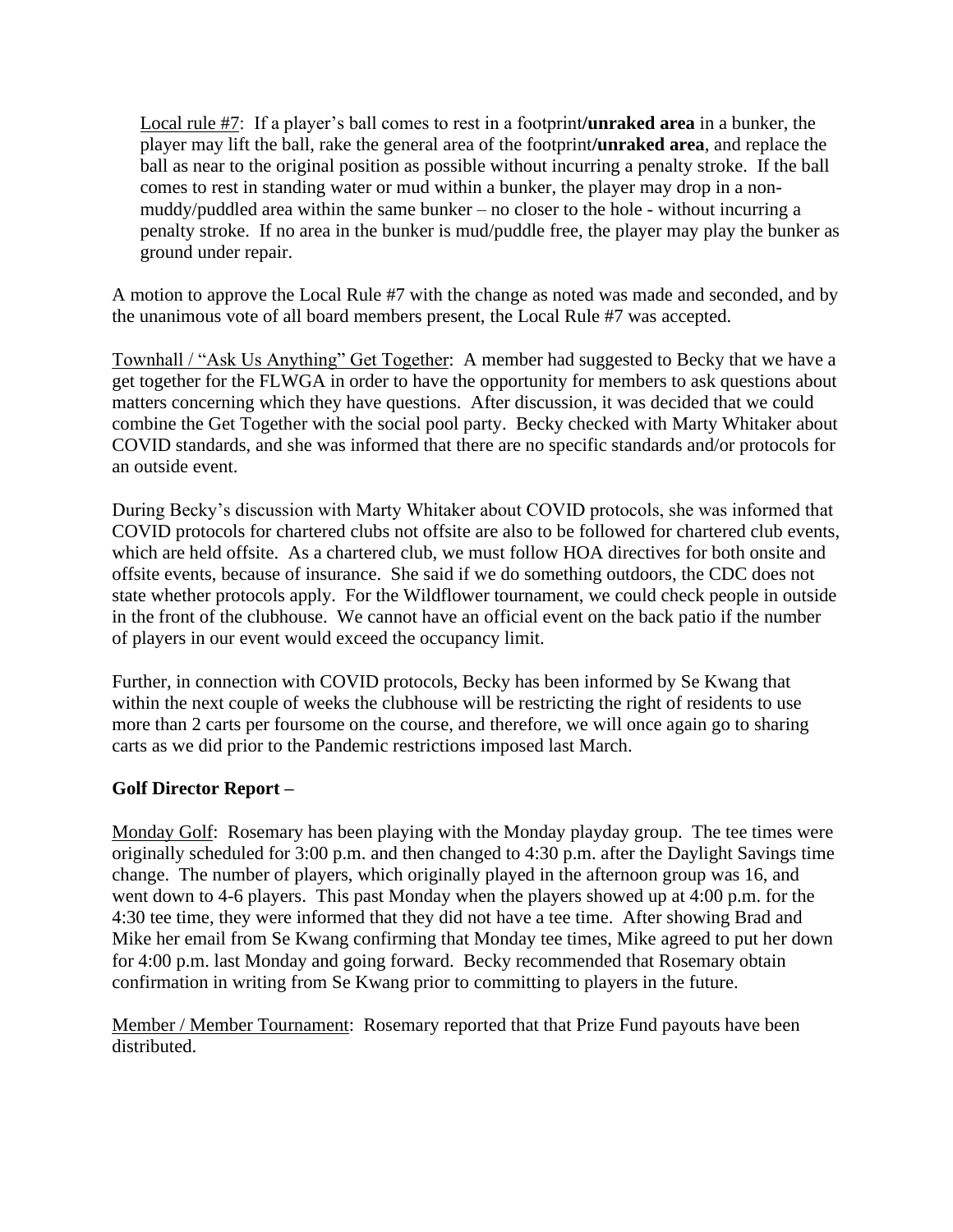Local rule #7: If a player's ball comes to rest in a footprint/**unraked area** in a bunker, the player may lift the ball, rake the general area of the footprint/**unraked area**, and replace the ball as near to the original position as possible without incurring a penalty stroke. If the ball comes to rest in standing water or mud within a bunker, the player may drop in a non-muddy/puddled area within the same bunker – no closer to the hole - without incurring a penalty stroke. If no area in the bunker is mud/puddle free, the player may play the bunker as ground under repair.

A motion to approve the Local Rule #7 with the change as noted was made and seconded, and by the unanimous vote of all board members present, the Local Rule #7 was accepted.

Townhall / "Ask Us Anything" Get Together: A member had suggested to Becky that we have a get together for the FLWGA in order to have the opportunity for members to ask questions about matters concerning which they have questions. After discussion, it was decided that we could combine the Get Together with the social pool party. Becky checked with Marty Whitaker about COVID standards, and she was informed that there are no specific standards and/or protocols for an outside event.

During Becky's discussion with Marty Whitaker about COVID protocols, she was informed that COVID protocols for chartered clubs not offsite are also to be followed for chartered club events, which are held offsite. As a chartered club, we must follow HOA directives for both onsite and offsite events, because of insurance. She said if we do something outdoors, the CDC does not state whether protocols apply. For the Wildflower tournament, we could check people in outside in the front of the clubhouse. We cannot have an official event on the back patio if the number of players in our event would exceed the occupancy limit.

Further, in connection with COVID protocols, Becky has been informed by Se Kwang that within the next couple of weeks the clubhouse will be restricting the right of residents to use more than 2 carts per foursome on the course, and therefore, we will once again go to sharing carts as we did prior to the Pandemic restrictions imposed last March.

**Golf Director Report –**

Monday Golf: Rosemary has been playing with the Monday playday group. The tee times were originally scheduled for 3:00 p.m. and then changed to 4:30 p.m. after the Daylight Savings time change. The number of players, which originally played in the afternoon group was 16, and went down to 4-6 players. This past Monday when the players showed up at 4:00 p.m. for the 4:30 tee time, they were informed that they did not have a tee time. After showing Brad and Mike her email from Se Kwang confirming that Monday tee times, Mike agreed to put her down for 4:00 p.m. last Monday and going forward. Becky recommended that Rosemary obtain confirmation in writing from Se Kwang prior to committing to players in the future.

Member / Member Tournament: Rosemary reported that that Prize Fund payouts have been distributed.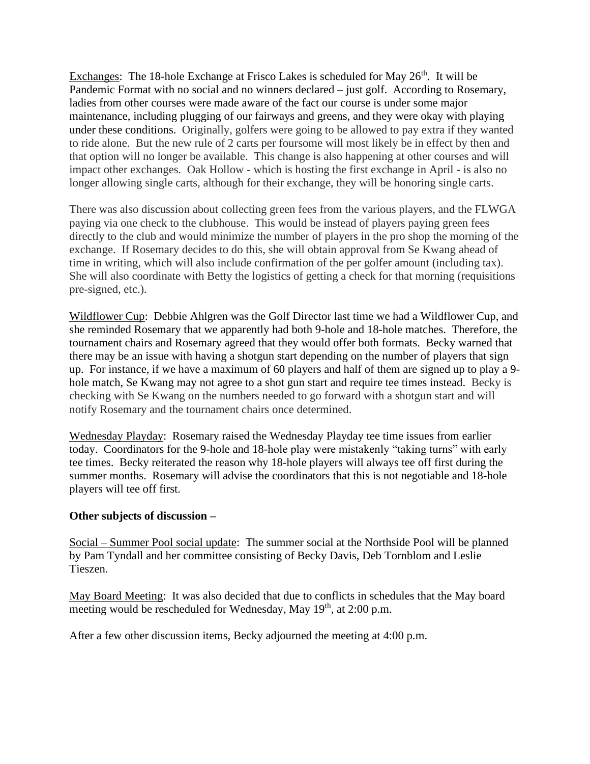Exchanges: The 18-hole Exchange at Frisco Lakes is scheduled for May 26th. It will be Pandemic Format with no social and no winners declared – just golf. According to Rosemary, ladies from other courses were made aware of the fact our course is under some major maintenance, including plugging of our fairways and greens, and they were okay with playing under these conditions. Originally, golfers were going to be allowed to pay extra if they wanted to ride alone. But the new rule of 2 carts per foursome will most likely be in effect by then and that option will no longer be available. This change is also happening at other courses and will impact other exchanges. Oak Hollow - which is hosting the first exchange in April - is also no longer allowing single carts, although for their exchange, they will be honoring single carts.

There was also discussion about collecting green fees from the various players, and the FLWGA paying via one check to the clubhouse. This would be instead of players paying green fees directly to the club and would minimize the number of players in the pro shop the morning of the exchange. If Rosemary decides to do this, she will obtain approval from Se Kwang ahead of time in writing, which will also include confirmation of the per golfer amount (including tax). She will also coordinate with Betty the logistics of getting a check for that morning (requisitions pre-signed, etc.).

Wildflower Cup: Debbie Ahlgren was the Golf Director last time we had a Wildflower Cup, and she reminded Rosemary that we apparently had both 9-hole and 18-hole matches. Therefore, the tournament chairs and Rosemary agreed that they would offer both formats. Becky warned that there may be an issue with having a shotgun start depending on the number of players that sign up. For instance, if we have a maximum of 60 players and half of them are signed up to play a 9-hole match, Se Kwang may not agree to a shot gun start and require tee times instead. Becky is checking with Se Kwang on the numbers needed to go forward with a shotgun start and will notify Rosemary and the tournament chairs once determined.

Wednesday Playday: Rosemary raised the Wednesday Playday tee time issues from earlier today. Coordinators for the 9-hole and 18-hole play were mistakenly "taking turns" with early tee times. Becky reiterated the reason why 18-hole players will always tee off first during the summer months. Rosemary will advise the coordinators that this is not negotiable and 18-hole players will tee off first.

**Other subjects of discussion –**

Social – Summer Pool social update: The summer social at the Northside Pool will be planned by Pam Tyndall and her committee consisting of Becky Davis, Deb Tornblom and Leslie Tieszen.

May Board Meeting: It was also decided that due to conflicts in schedules that the May board meeting would be rescheduled for Wednesday, May 19th, at 2:00 p.m.

After a few other discussion items, Becky adjourned the meeting at 4:00 p.m.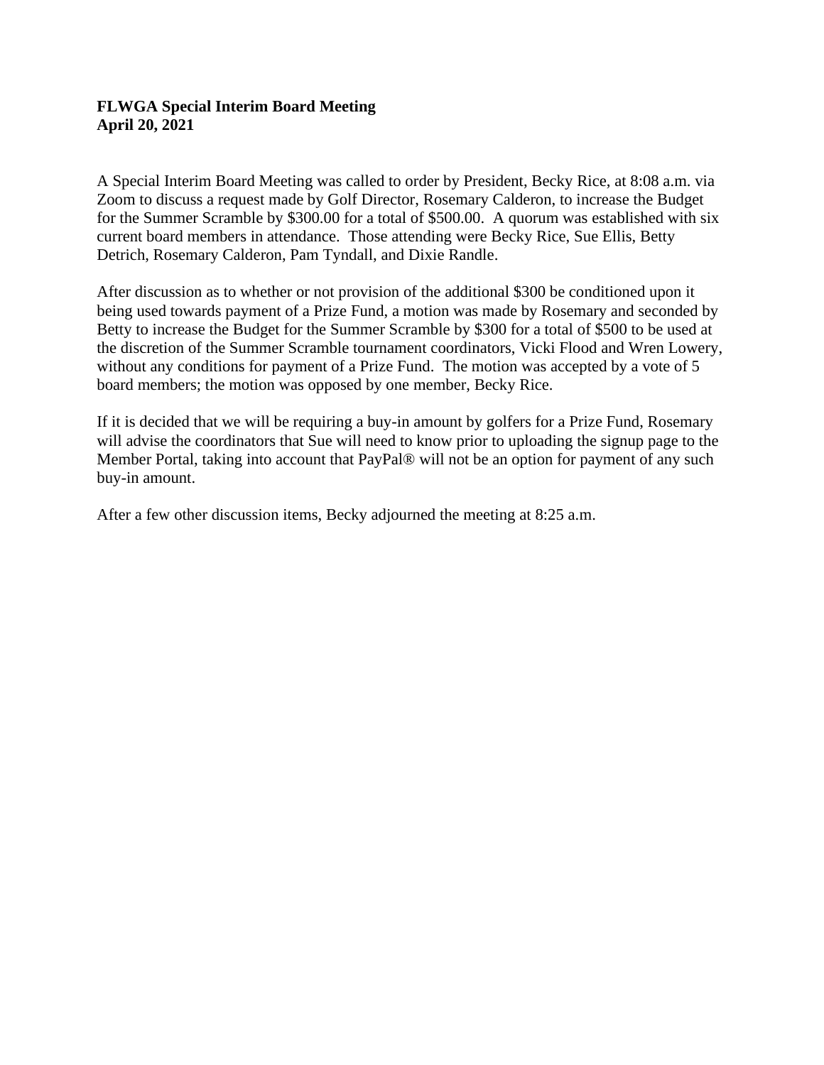**FLWGA Special Interim Board Meeting**
**April 20, 2021**

A Special Interim Board Meeting was called to order by President, Becky Rice, at 8:08 a.m. via Zoom to discuss a request made by Golf Director, Rosemary Calderon, to increase the Budget for the Summer Scramble by $300.00 for a total of $500.00. A quorum was established with six current board members in attendance. Those attending were Becky Rice, Sue Ellis, Betty Detrich, Rosemary Calderon, Pam Tyndall, and Dixie Randle.

After discussion as to whether or not provision of the additional $300 be conditioned upon it being used towards payment of a Prize Fund, a motion was made by Rosemary and seconded by Betty to increase the Budget for the Summer Scramble by $300 for a total of $500 to be used at the discretion of the Summer Scramble tournament coordinators, Vicki Flood and Wren Lowery, without any conditions for payment of a Prize Fund. The motion was accepted by a vote of 5 board members; the motion was opposed by one member, Becky Rice.

If it is decided that we will be requiring a buy-in amount by golfers for a Prize Fund, Rosemary will advise the coordinators that Sue will need to know prior to uploading the signup page to the Member Portal, taking into account that PayPal® will not be an option for payment of any such buy-in amount.

After a few other discussion items, Becky adjourned the meeting at 8:25 a.m.